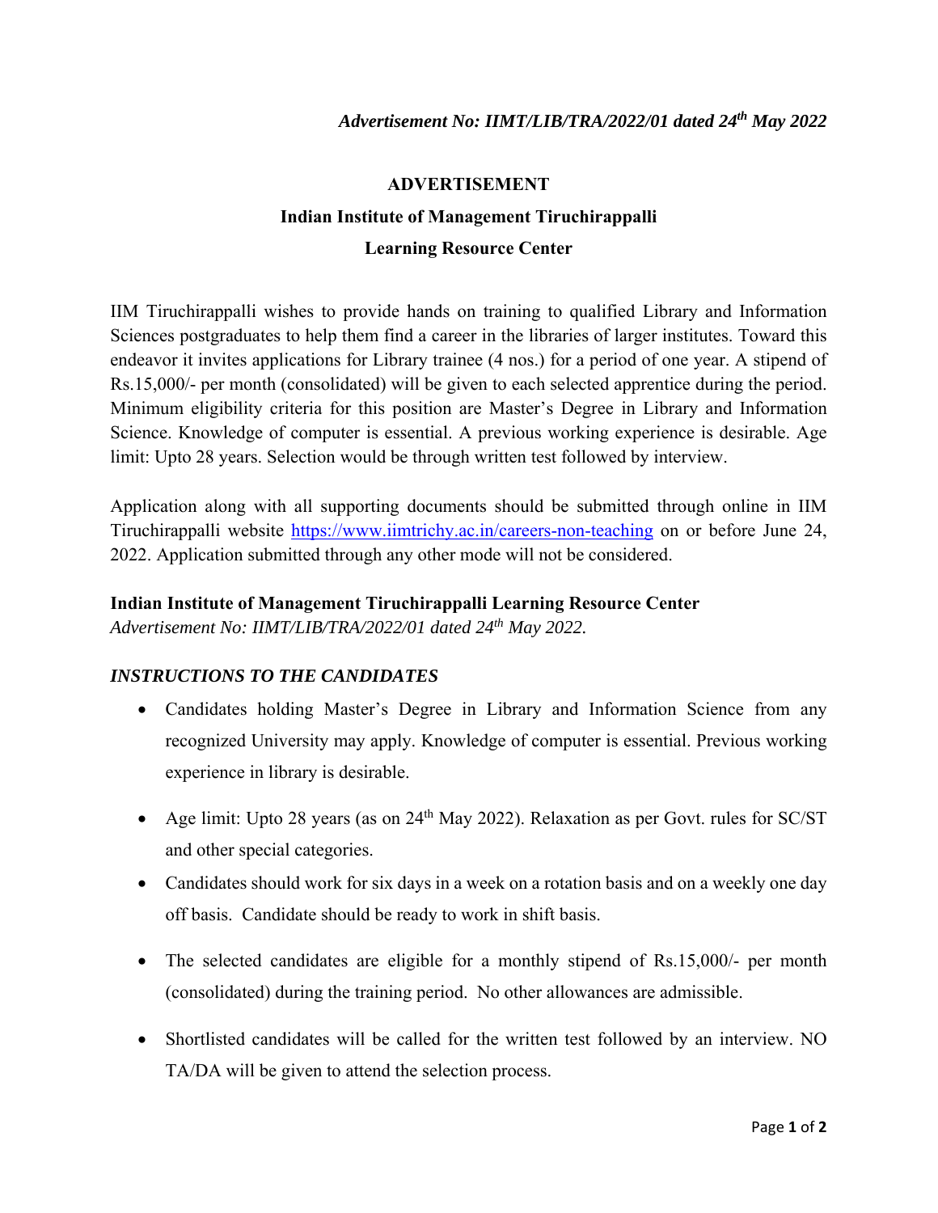*Advertisement No: IIMT/LIB/TRA/2022/01 dated 24th May 2022*

# ADVERTISEMENT

## Indian Institute of Management Tiruchirappalli

## Learning Resource Center

IIM Tiruchirappalli wishes to provide hands on training to qualified Library and Information Sciences postgraduates to help them find a career in the libraries of larger institutes. Toward this endeavor it invites applications for Library trainee (4 nos.) for a period of one year. A stipend of Rs.15,000/- per month (consolidated) will be given to each selected apprentice during the period. Minimum eligibility criteria for this position are Master's Degree in Library and Information Science. Knowledge of computer is essential. A previous working experience is desirable. Age limit: Upto 28 years. Selection would be through written test followed by interview.

Application along with all supporting documents should be submitted through online in IIM Tiruchirappalli website [https://www.iimtrichy.ac.in/careers-non-teaching](https://www.iimtrichy.ac.in/careers-non-teaching) on or before June 24, 2022. Application submitted through any other mode will not be considered.

**Indian Institute of Management Tiruchirappalli Learning Resource Center**
*Advertisement No: IIMT/LIB/TRA/2022/01 dated 24th May 2022.*

### *INSTRUCTIONS TO THE CANDIDATES*

- Candidates holding Master's Degree in Library and Information Science from any recognized University may apply. Knowledge of computer is essential. Previous working experience in library is desirable.
- Age limit: Upto 28 years (as on 24th May 2022). Relaxation as per Govt. rules for SC/ST and other special categories.
- Candidates should work for six days in a week on a rotation basis and on a weekly one day off basis. Candidate should be ready to work in shift basis.
- The selected candidates are eligible for a monthly stipend of Rs.15,000/- per month (consolidated) during the training period. No other allowances are admissible.
- Shortlisted candidates will be called for the written test followed by an interview. NO TA/DA will be given to attend the selection process.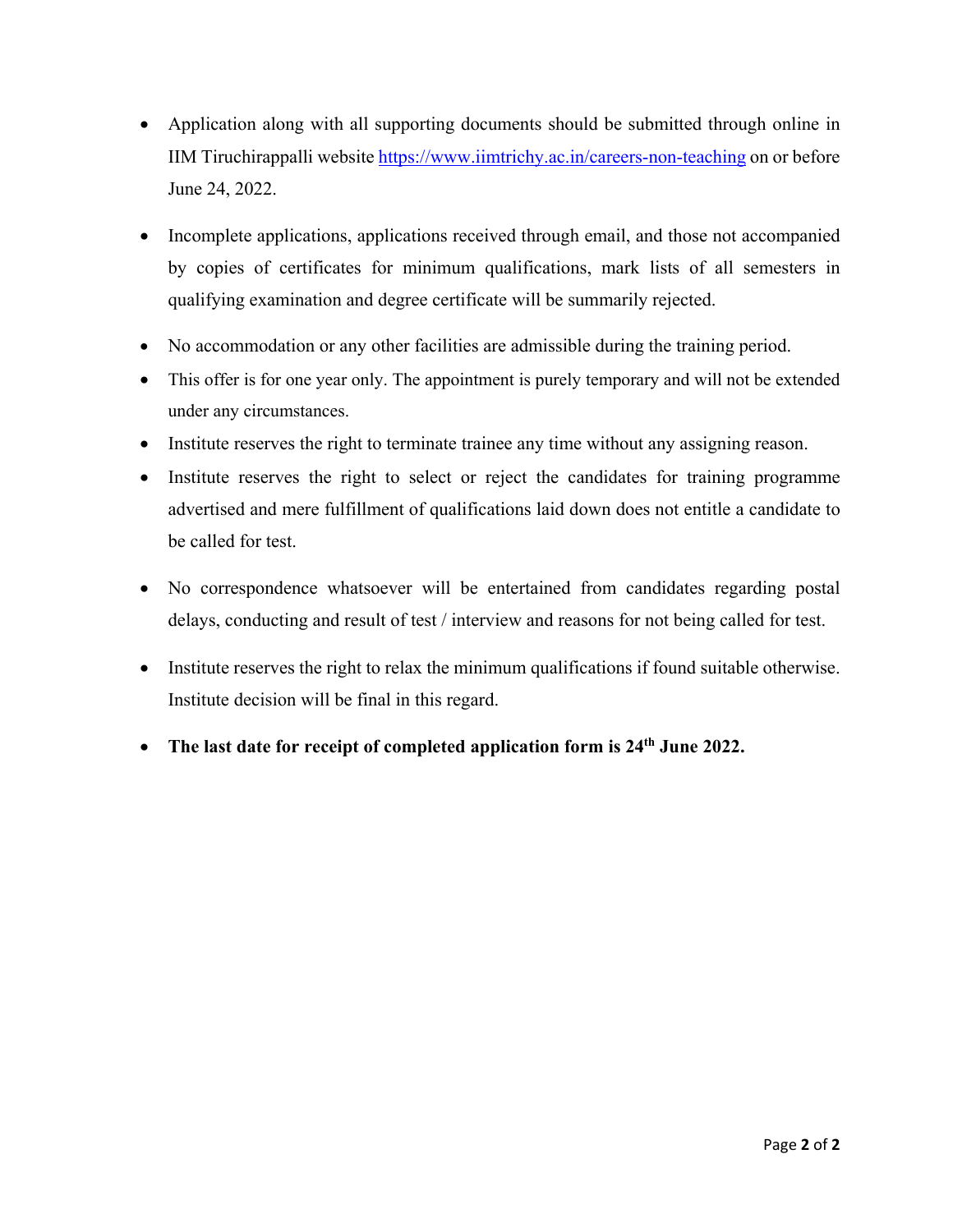- Application along with all supporting documents should be submitted through online in IIM Tiruchirappalli website https://www.iimtrichy.ac.in/careers-non-teaching on or before June 24, 2022.
- Incomplete applications, applications received through email, and those not accompanied by copies of certificates for minimum qualifications, mark lists of all semesters in qualifying examination and degree certificate will be summarily rejected.
- No accommodation or any other facilities are admissible during the training period.
- This offer is for one year only. The appointment is purely temporary and will not be extended under any circumstances.
- Institute reserves the right to terminate trainee any time without any assigning reason.
- Institute reserves the right to select or reject the candidates for training programme advertised and mere fulfillment of qualifications laid down does not entitle a candidate to be called for test.
- No correspondence whatsoever will be entertained from candidates regarding postal delays, conducting and result of test / interview and reasons for not being called for test.
- Institute reserves the right to relax the minimum qualifications if found suitable otherwise. Institute decision will be final in this regard.
- **The last date for receipt of completed application form is 24th June 2022.**